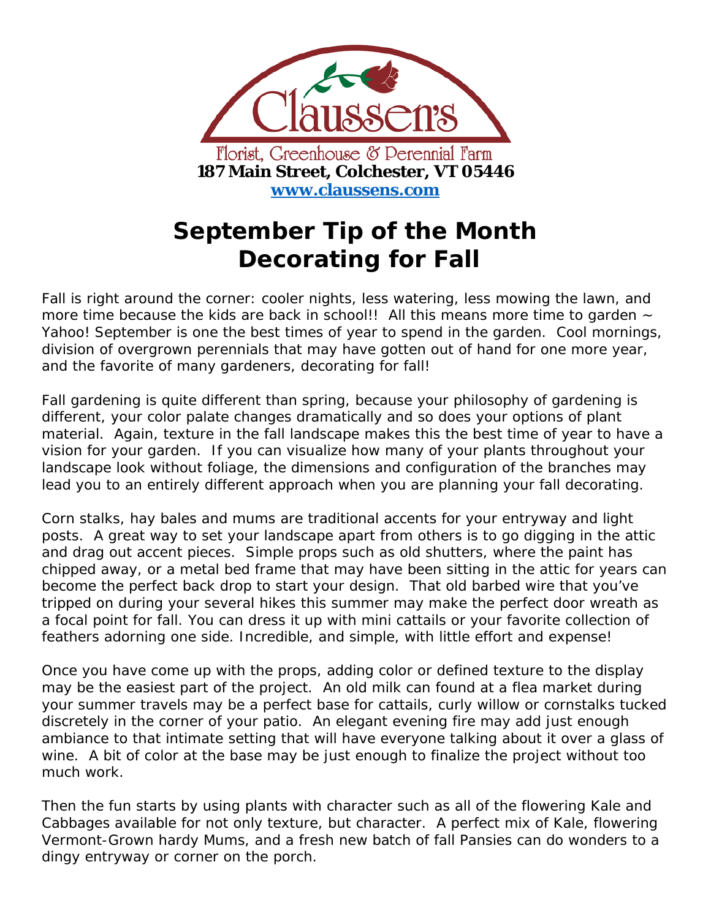**Claussen's**

Florist, Greenhouse & Perennial Farm

**187 Main Street, Colchester, VT 05446**

**www.claussens.com**

# September Tip of the Month
# Decorating for Fall

Fall is right around the corner: cooler nights, less watering, less mowing the lawn, and more time because the kids are back in school!! All this means more time to garden ~ Yahoo! September is one the best times of year to spend in the garden. Cool mornings, division of overgrown perennials that may have gotten out of hand for one more year, and the favorite of many gardeners, decorating for fall!

Fall gardening is quite different than spring, because your philosophy of gardening is different, your color palate changes dramatically and so does your options of plant material. Again, texture in the fall landscape makes this the best time of year to have a vision for your garden. If you can visualize how many of your plants throughout your landscape look without foliage, the dimensions and configuration of the branches may lead you to an entirely different approach when you are planning your fall decorating.

Corn stalks, hay bales and mums are traditional accents for your entryway and light posts. A great way to set your landscape apart from others is to go digging in the attic and drag out accent pieces. Simple props such as old shutters, where the paint has chipped away, or a metal bed frame that may have been sitting in the attic for years can become the perfect back drop to start your design. That old barbed wire that you've tripped on during your several hikes this summer may make the perfect door wreath as a focal point for fall. You can dress it up with mini cattails or your favorite collection of feathers adorning one side. Incredible, and simple, with little effort and expense!

Once you have come up with the props, adding color or defined texture to the display may be the easiest part of the project. An old milk can found at a flea market during your summer travels may be a perfect base for cattails, curly willow or cornstalks tucked discretely in the corner of your patio. An elegant evening fire may add just enough ambiance to that intimate setting that will have everyone talking about it over a glass of wine. A bit of color at the base may be just enough to finalize the project without too much work.

Then the fun starts by using plants with character such as all of the flowering Kale and Cabbages available for not only texture, but character. A perfect mix of Kale, flowering Vermont-Grown hardy Mums, and a fresh new batch of fall Pansies can do wonders to a dingy entryway or corner on the porch.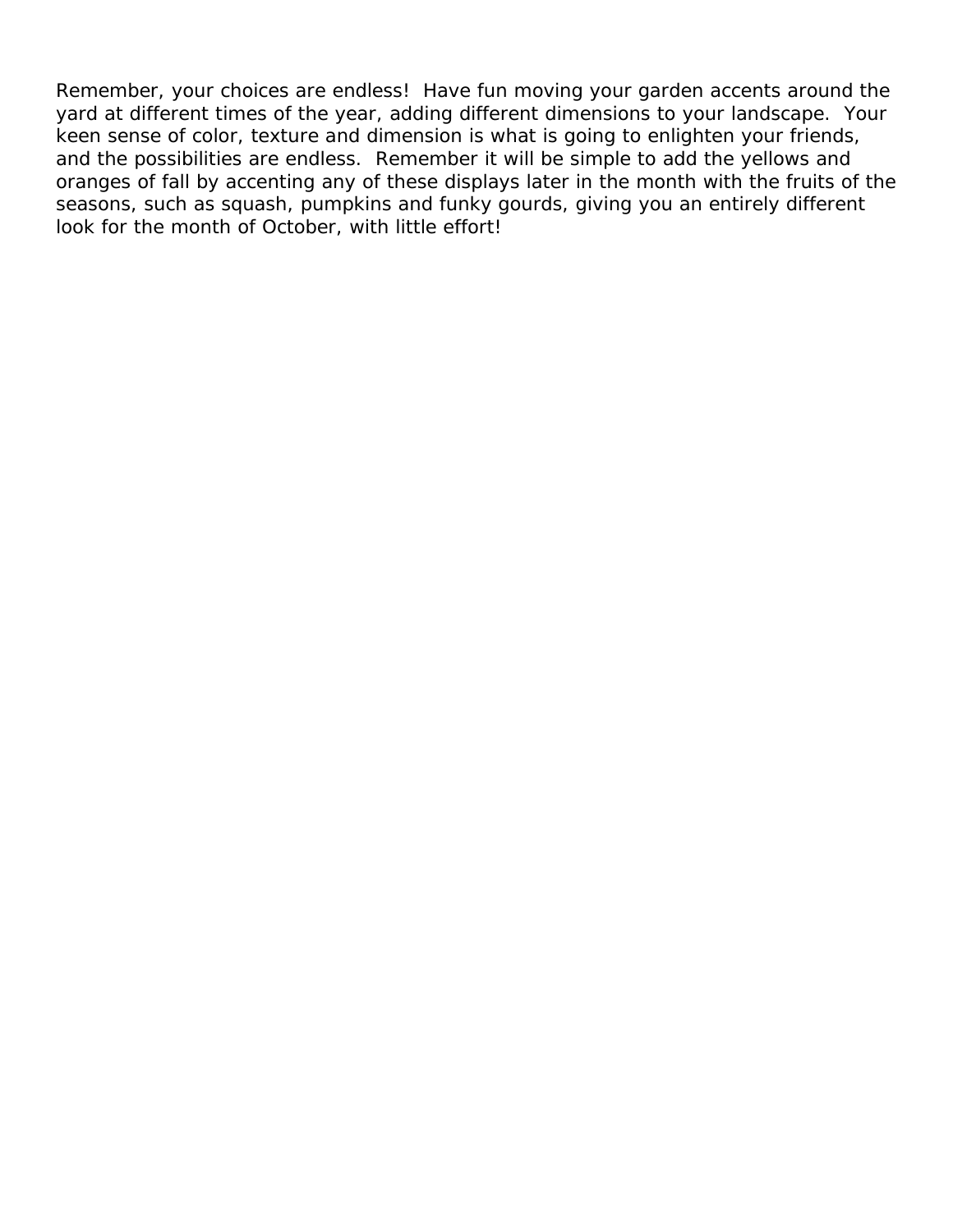Remember, your choices are endless! Have fun moving your garden accents around the yard at different times of the year, adding different dimensions to your landscape. Your keen sense of color, texture and dimension is what is going to enlighten your friends, and the possibilities are endless. Remember it will be simple to add the yellows and oranges of fall by accenting any of these displays later in the month with the fruits of the seasons, such as squash, pumpkins and funky gourds, giving you an entirely different look for the month of October, with little effort!